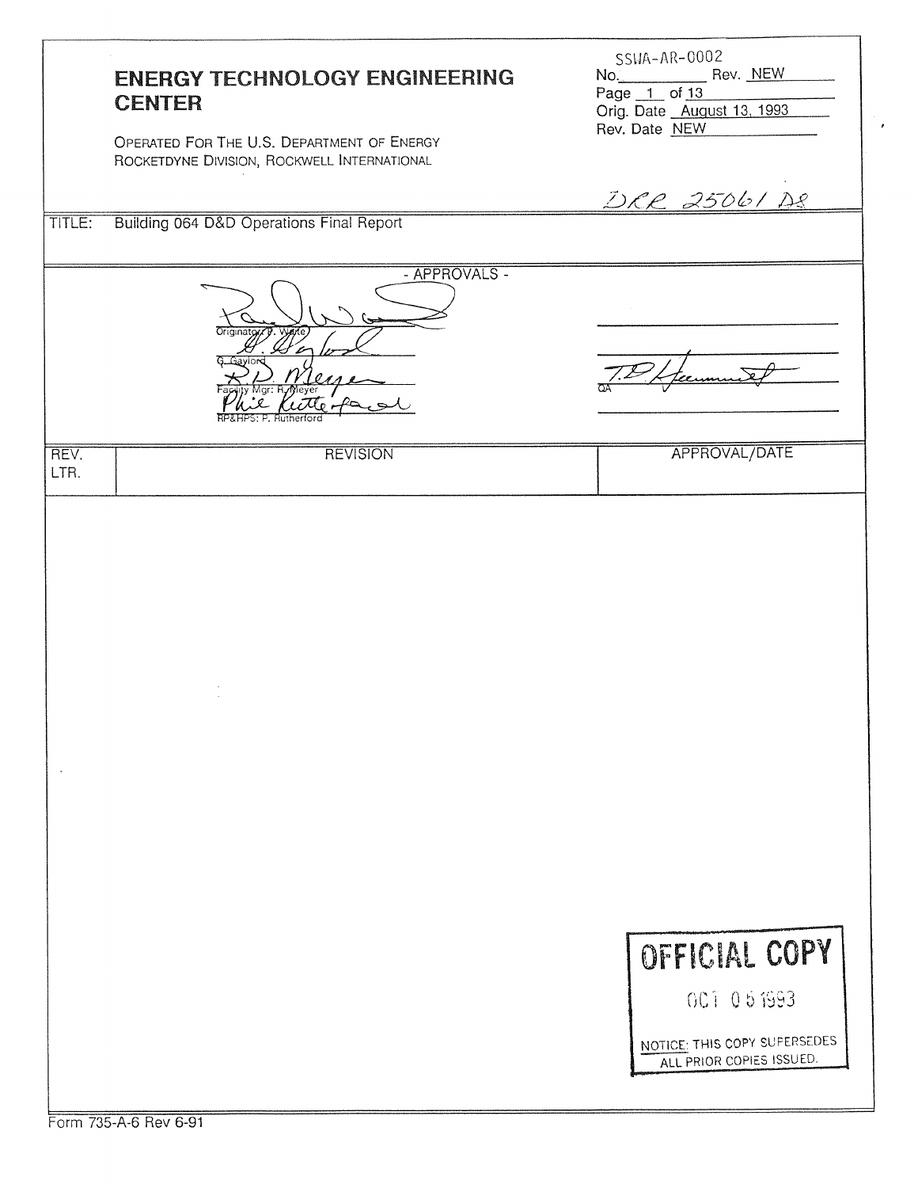# ENERGY TECHNOLOGY ENGINEERING CENTER

OPERATED FOR THE U.S. DEPARTMENT OF ENERGY
ROCKETDYNE DIVISION, ROCKWELL INTERNATIONAL

No. SSWA-AR-0002 Rev. NEW
Page 1 of 13
Orig. Date August 13, 1993
Rev. Date NEW

DRR 25061 DS

TITLE: Building 064 D&D Operations Final Report

**- APPROVALS -**

| | |
|---|---|
| Originator: P. Waite | |
| G. Gaylord | |
| Facility Mgr: R. Meyer | QA |
| RP&HPS: P. Rutherford | |

| REV. LTR. | REVISION | APPROVAL/DATE |
|---|---|---|
| | | |

OFFICIAL COPY
OCT 05 1993
NOTICE: THIS COPY SUPERSEDES ALL PRIOR COPIES ISSUED.

Form 735-A-6 Rev 6-91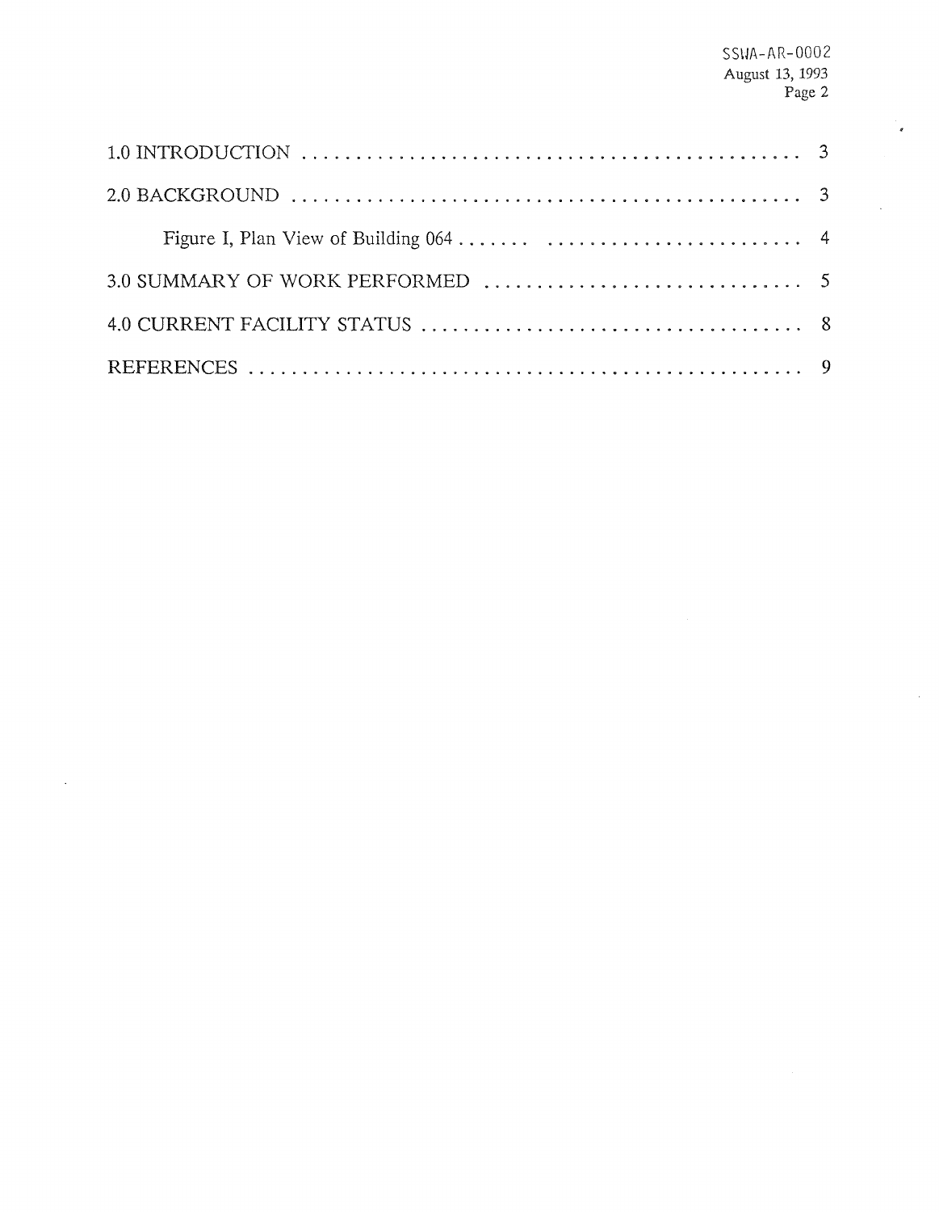| | |
|---|---|
| 1.0 INTRODUCTION | 3 |
| 2.0 BACKGROUND | 3 |
| Figure I, Plan View of Building 064 | 4 |
| 3.0 SUMMARY OF WORK PERFORMED | 5 |
| 4.0 CURRENT FACILITY STATUS | 8 |
| REFERENCES | 9 |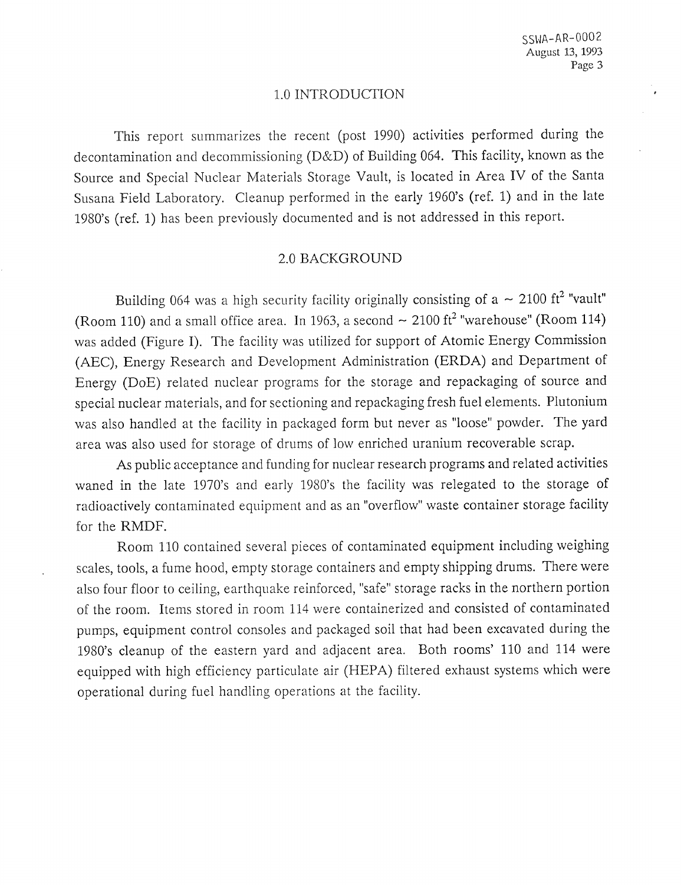## 1.0 INTRODUCTION

This report summarizes the recent (post 1990) activities performed during the decontamination and decommissioning (D&D) of Building 064. This facility, known as the Source and Special Nuclear Materials Storage Vault, is located in Area IV of the Santa Susana Field Laboratory. Cleanup performed in the early 1960's (ref. 1) and in the late 1980's (ref. 1) has been previously documented and is not addressed in this report.

## 2.0 BACKGROUND

Building 064 was a high security facility originally consisting of a ~ 2100 ft$^2$ "vault" (Room 110) and a small office area. In 1963, a second ~ 2100 ft$^2$ "warehouse" (Room 114) was added (Figure I). The facility was utilized for support of Atomic Energy Commission (AEC), Energy Research and Development Administration (ERDA) and Department of Energy (DoE) related nuclear programs for the storage and repackaging of source and special nuclear materials, and for sectioning and repackaging fresh fuel elements. Plutonium was also handled at the facility in packaged form but never as "loose" powder. The yard area was also used for storage of drums of low enriched uranium recoverable scrap.

As public acceptance and funding for nuclear research programs and related activities waned in the late 1970's and early 1980's the facility was relegated to the storage of radioactively contaminated equipment and as an "overflow" waste container storage facility for the RMDF.

Room 110 contained several pieces of contaminated equipment including weighing scales, tools, a fume hood, empty storage containers and empty shipping drums. There were also four floor to ceiling, earthquake reinforced, "safe" storage racks in the northern portion of the room. Items stored in room 114 were containerized and consisted of contaminated pumps, equipment control consoles and packaged soil that had been excavated during the 1980's cleanup of the eastern yard and adjacent area. Both rooms' 110 and 114 were equipped with high efficiency particulate air (HEPA) filtered exhaust systems which were operational during fuel handling operations at the facility.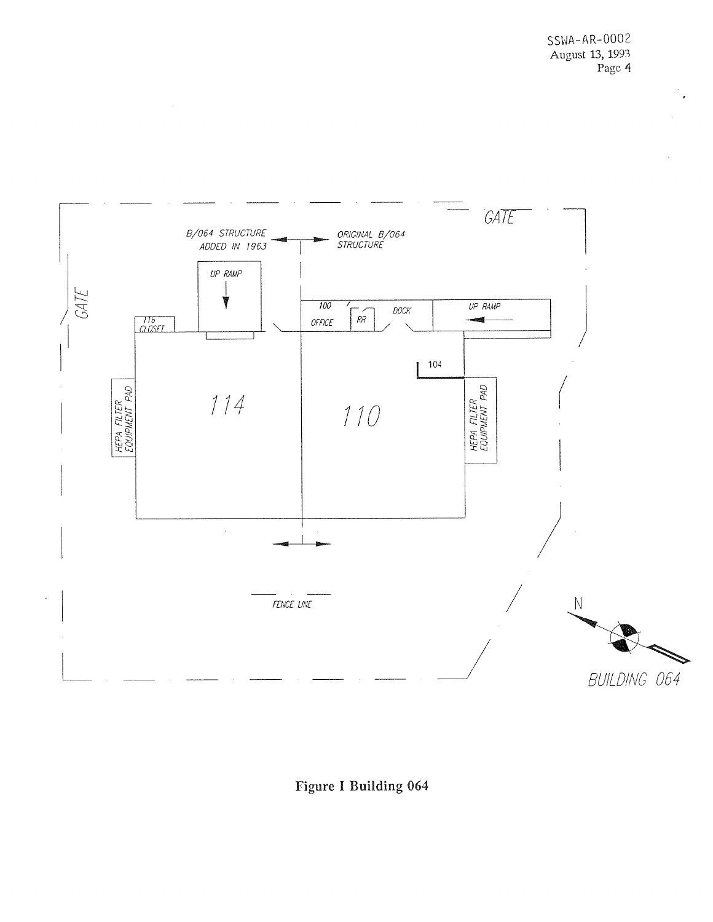GATE

B/064 STRUCTURE ADDED IN 1963

ORIGINAL B/064 STRUCTURE

GATE

UP RAMP

116 CLOSET

100 OFFICE

RR

DOCK

UP RAMP

104

HEPA FILTER EQUIPMENT PAD

114

110

HEPA FILTER EQUIPMENT PAD

FENCE LINE

N

BUILDING 064

**Figure I Building 064**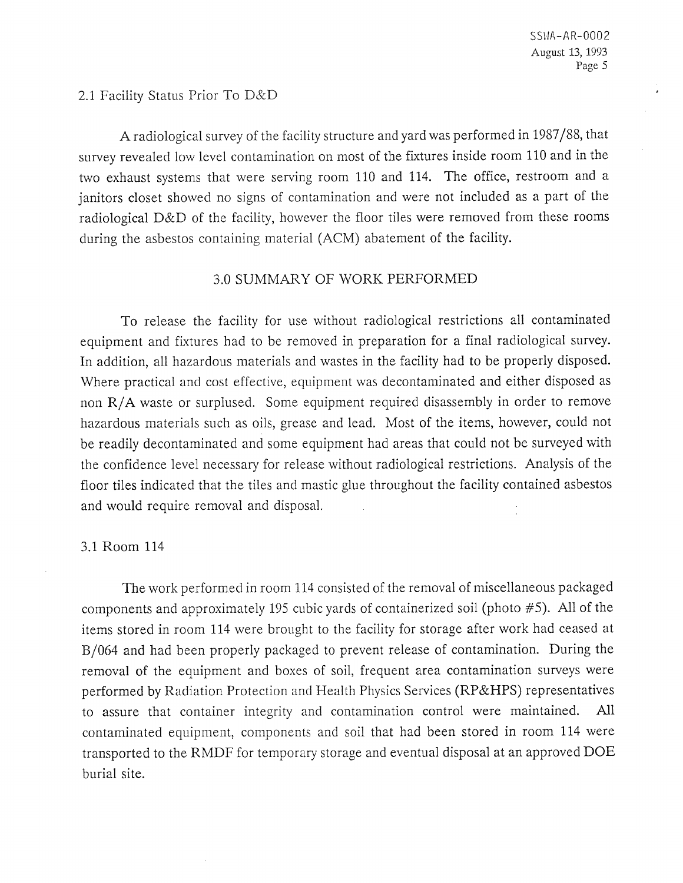## 2.1 Facility Status Prior To D&D

A radiological survey of the facility structure and yard was performed in 1987/88, that survey revealed low level contamination on most of the fixtures inside room 110 and in the two exhaust systems that were serving room 110 and 114. The office, restroom and a janitors closet showed no signs of contamination and were not included as a part of the radiological D&D of the facility, however the floor tiles were removed from these rooms during the asbestos containing material (ACM) abatement of the facility.

# 3.0 SUMMARY OF WORK PERFORMED

To release the facility for use without radiological restrictions all contaminated equipment and fixtures had to be removed in preparation for a final radiological survey. In addition, all hazardous materials and wastes in the facility had to be properly disposed. Where practical and cost effective, equipment was decontaminated and either disposed as non R/A waste or surplused. Some equipment required disassembly in order to remove hazardous materials such as oils, grease and lead. Most of the items, however, could not be readily decontaminated and some equipment had areas that could not be surveyed with the confidence level necessary for release without radiological restrictions. Analysis of the floor tiles indicated that the tiles and mastic glue throughout the facility contained asbestos and would require removal and disposal.

## 3.1 Room 114

The work performed in room 114 consisted of the removal of miscellaneous packaged components and approximately 195 cubic yards of containerized soil (photo #5). All of the items stored in room 114 were brought to the facility for storage after work had ceased at B/064 and had been properly packaged to prevent release of contamination. During the removal of the equipment and boxes of soil, frequent area contamination surveys were performed by Radiation Protection and Health Physics Services (RP&HPS) representatives to assure that container integrity and contamination control were maintained. All contaminated equipment, components and soil that had been stored in room 114 were transported to the RMDF for temporary storage and eventual disposal at an approved DOE burial site.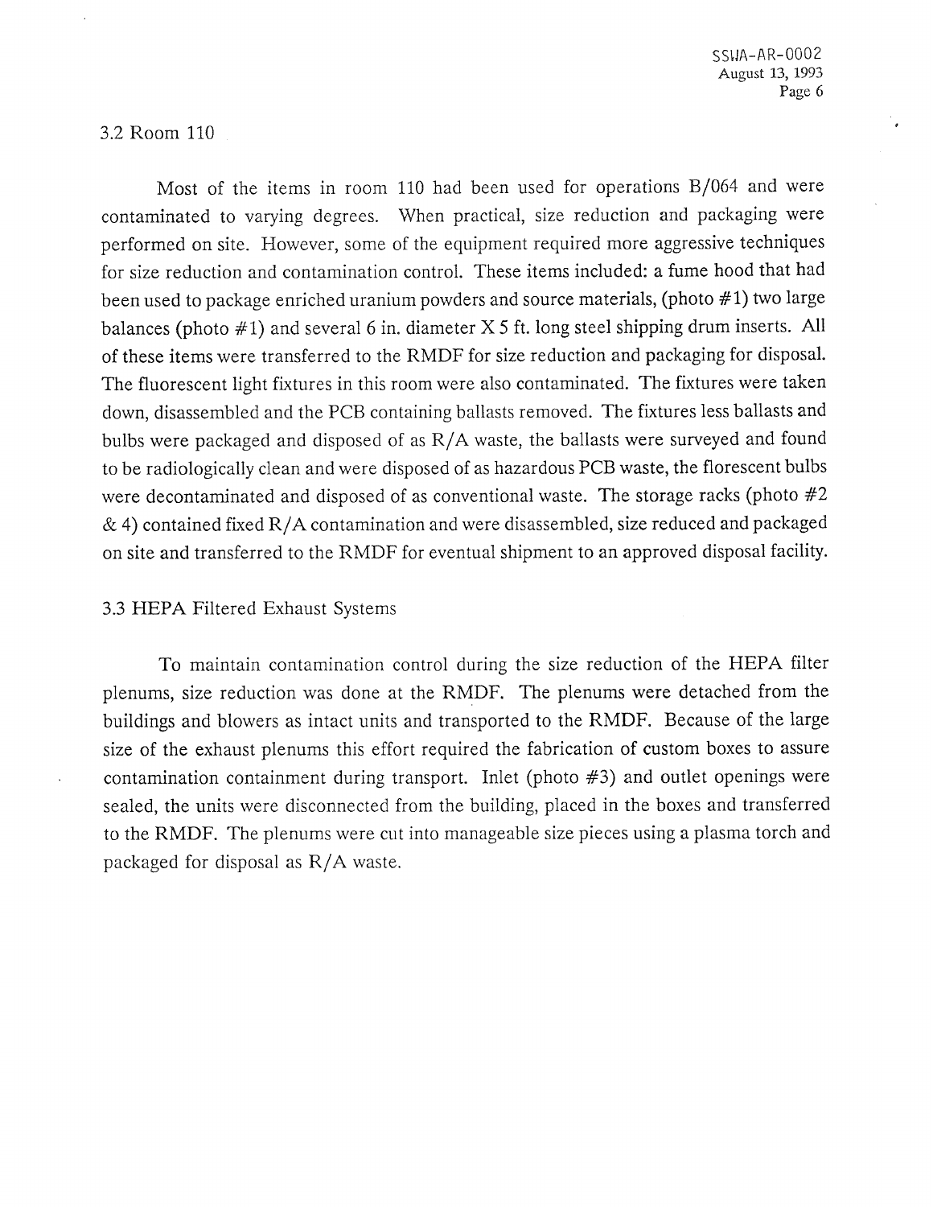### 3.2 Room 110

Most of the items in room 110 had been used for operations B/064 and were contaminated to varying degrees. When practical, size reduction and packaging were performed on site. However, some of the equipment required more aggressive techniques for size reduction and contamination control. These items included: a fume hood that had been used to package enriched uranium powders and source materials, (photo #1) two large balances (photo #1) and several 6 in. diameter X 5 ft. long steel shipping drum inserts. All of these items were transferred to the RMDF for size reduction and packaging for disposal. The fluorescent light fixtures in this room were also contaminated. The fixtures were taken down, disassembled and the PCB containing ballasts removed. The fixtures less ballasts and bulbs were packaged and disposed of as R/A waste, the ballasts were surveyed and found to be radiologically clean and were disposed of as hazardous PCB waste, the florescent bulbs were decontaminated and disposed of as conventional waste. The storage racks (photo #2 & 4) contained fixed R/A contamination and were disassembled, size reduced and packaged on site and transferred to the RMDF for eventual shipment to an approved disposal facility.

### 3.3 HEPA Filtered Exhaust Systems

To maintain contamination control during the size reduction of the HEPA filter plenums, size reduction was done at the RMDF. The plenums were detached from the buildings and blowers as intact units and transported to the RMDF. Because of the large size of the exhaust plenums this effort required the fabrication of custom boxes to assure contamination containment during transport. Inlet (photo #3) and outlet openings were sealed, the units were disconnected from the building, placed in the boxes and transferred to the RMDF. The plenums were cut into manageable size pieces using a plasma torch and packaged for disposal as R/A waste.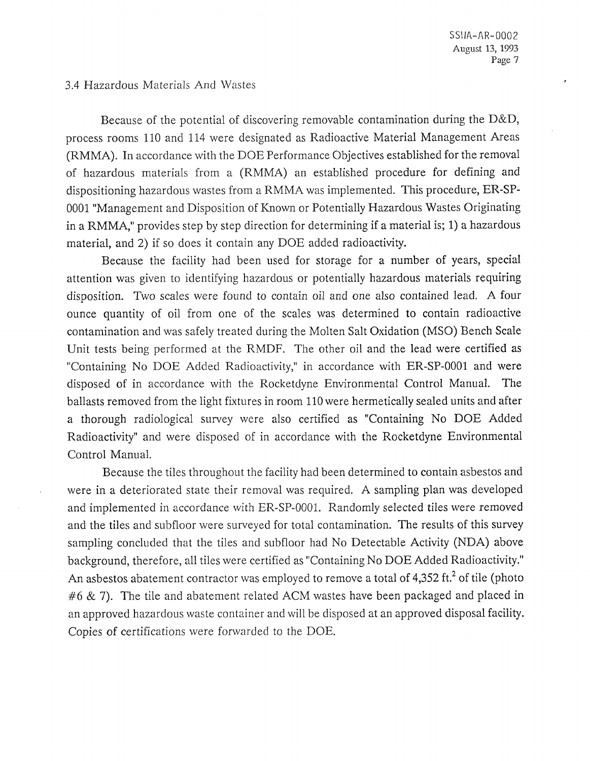### 3.4 Hazardous Materials And Wastes

Because of the potential of discovering removable contamination during the D&D, process rooms 110 and 114 were designated as Radioactive Material Management Areas (RMMA). In accordance with the DOE Performance Objectives established for the removal of hazardous materials from a (RMMA) an established procedure for defining and dispositioning hazardous wastes from a RMMA was implemented. This procedure, ER-SP-0001 "Management and Disposition of Known or Potentially Hazardous Wastes Originating in a RMMA," provides step by step direction for determining if a material is; 1) a hazardous material, and 2) if so does it contain any DOE added radioactivity.

Because the facility had been used for storage for a number of years, special attention was given to identifying hazardous or potentially hazardous materials requiring disposition. Two scales were found to contain oil and one also contained lead. A four ounce quantity of oil from one of the scales was determined to contain radioactive contamination and was safely treated during the Molten Salt Oxidation (MSO) Bench Scale Unit tests being performed at the RMDF. The other oil and the lead were certified as "Containing No DOE Added Radioactivity," in accordance with ER-SP-0001 and were disposed of in accordance with the Rocketdyne Environmental Control Manual. The ballasts removed from the light fixtures in room 110 were hermetically sealed units and after a thorough radiological survey were also certified as "Containing No DOE Added Radioactivity" and were disposed of in accordance with the Rocketdyne Environmental Control Manual.

Because the tiles throughout the facility had been determined to contain asbestos and were in a deteriorated state their removal was required. A sampling plan was developed and implemented in accordance with ER-SP-0001. Randomly selected tiles were removed and the tiles and subfloor were surveyed for total contamination. The results of this survey sampling concluded that the tiles and subfloor had No Detectable Activity (NDA) above background, therefore, all tiles were certified as "Containing No DOE Added Radioactivity." An asbestos abatement contractor was employed to remove a total of 4,352 ft.$^2$ of tile (photo #6 & 7). The tile and abatement related ACM wastes have been packaged and placed in an approved hazardous waste container and will be disposed at an approved disposal facility. Copies of certifications were forwarded to the DOE.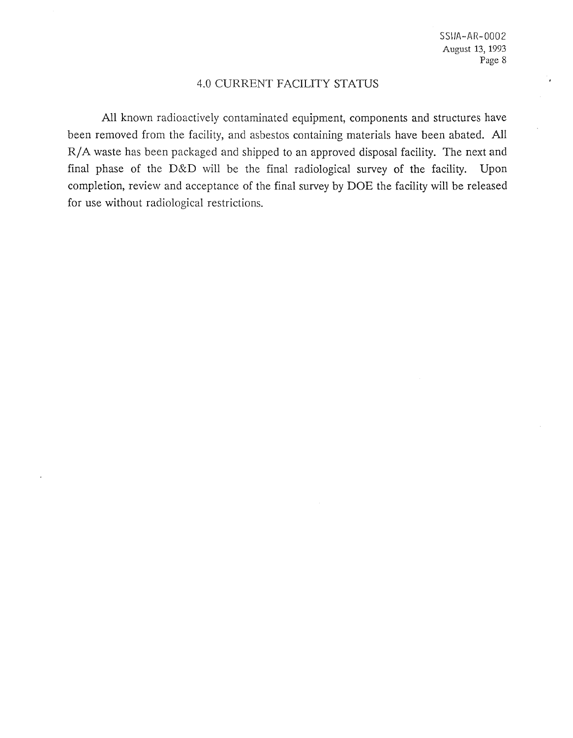## 4.0 CURRENT FACILITY STATUS

All known radioactively contaminated equipment, components and structures have been removed from the facility, and asbestos containing materials have been abated. All R/A waste has been packaged and shipped to an approved disposal facility. The next and final phase of the D&D will be the final radiological survey of the facility. Upon completion, review and acceptance of the final survey by DOE the facility will be released for use without radiological restrictions.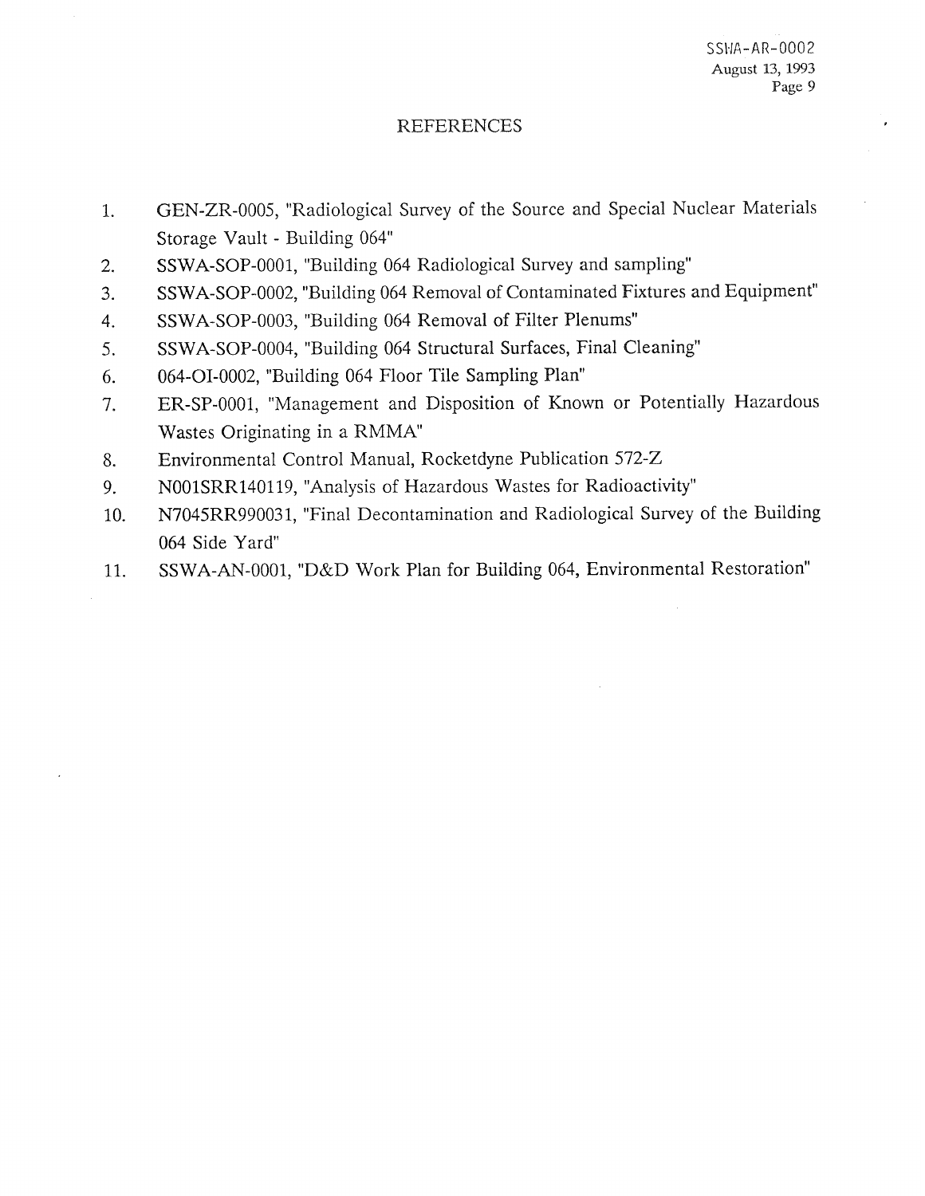# REFERENCES

1. GEN-ZR-0005, "Radiological Survey of the Source and Special Nuclear Materials Storage Vault - Building 064"
2. SSWA-SOP-0001, "Building 064 Radiological Survey and sampling"
3. SSWA-SOP-0002, "Building 064 Removal of Contaminated Fixtures and Equipment"
4. SSWA-SOP-0003, "Building 064 Removal of Filter Plenums"
5. SSWA-SOP-0004, "Building 064 Structural Surfaces, Final Cleaning"
6. 064-OI-0002, "Building 064 Floor Tile Sampling Plan"
7. ER-SP-0001, "Management and Disposition of Known or Potentially Hazardous Wastes Originating in a RMMA"
8. Environmental Control Manual, Rocketdyne Publication 572-Z
9. N001SRR140119, "Analysis of Hazardous Wastes for Radioactivity"
10. N7045RR990031, "Final Decontamination and Radiological Survey of the Building 064 Side Yard"
11. SSWA-AN-0001, "D&D Work Plan for Building 064, Environmental Restoration"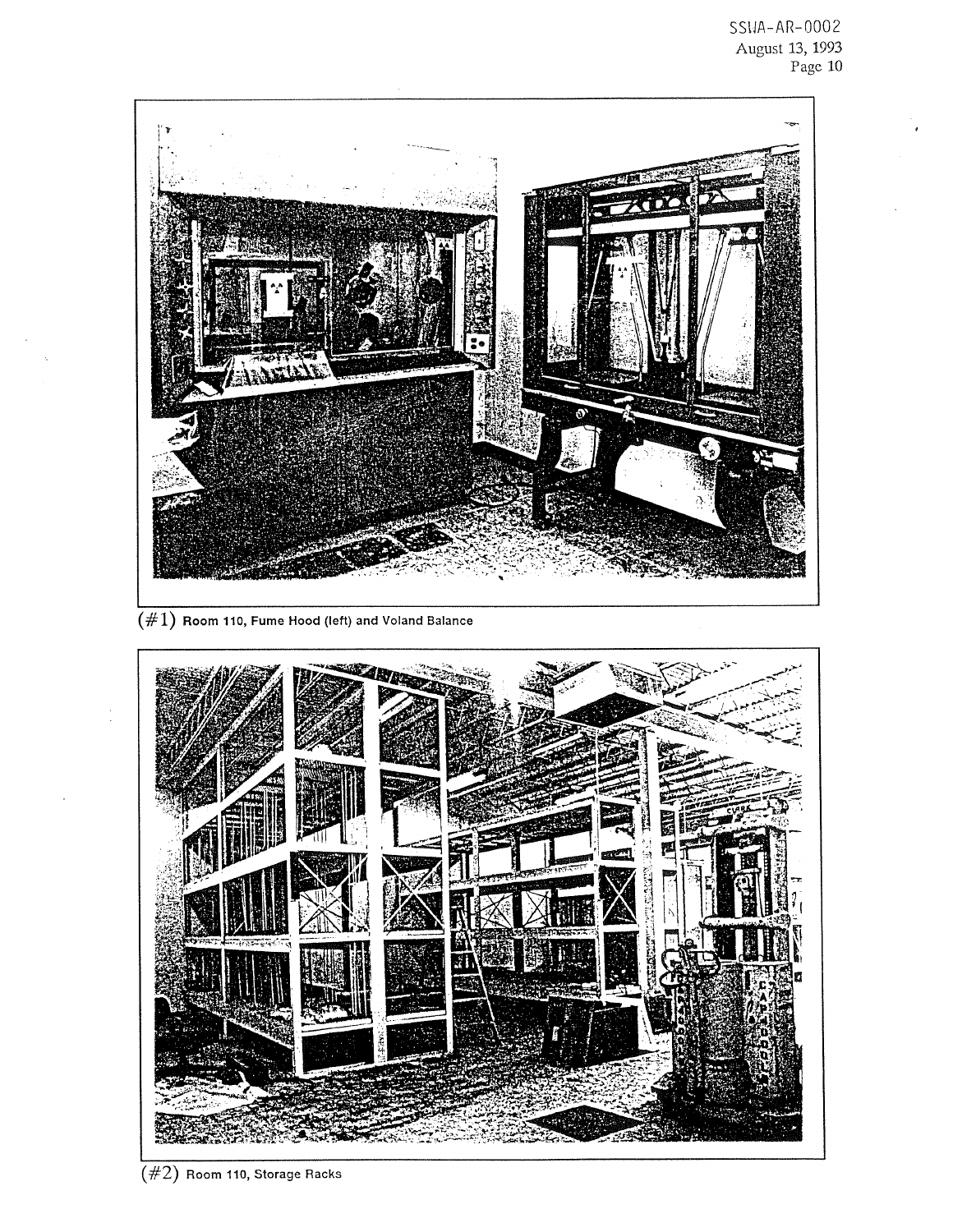(#1) Room 110, Fume Hood (left) and Voland Balance

(#2) Room 110, Storage Racks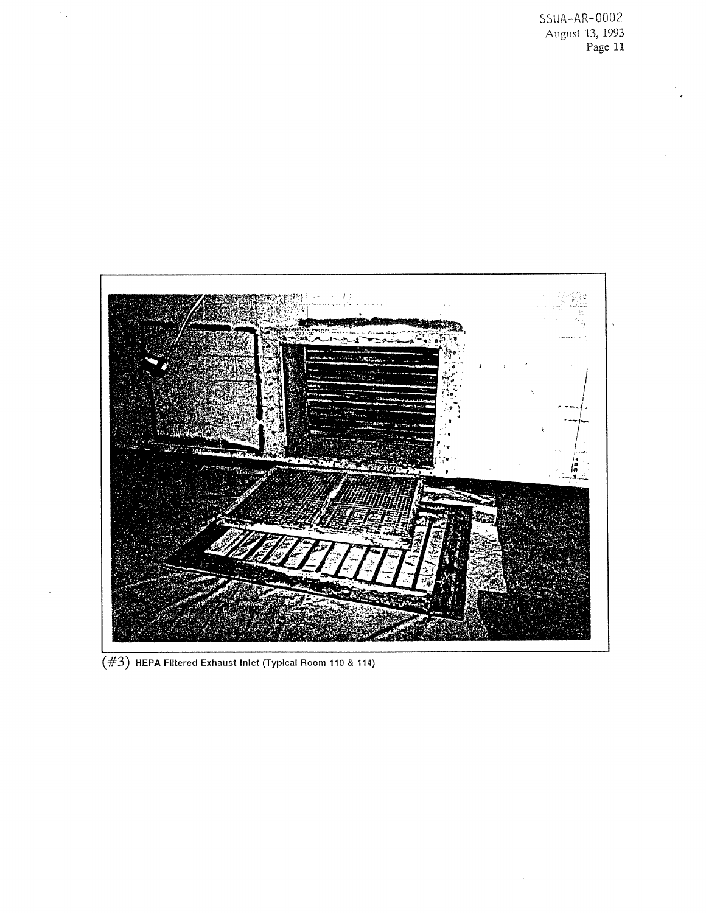(#3) HEPA Filtered Exhaust Inlet (Typical Room 110 & 114)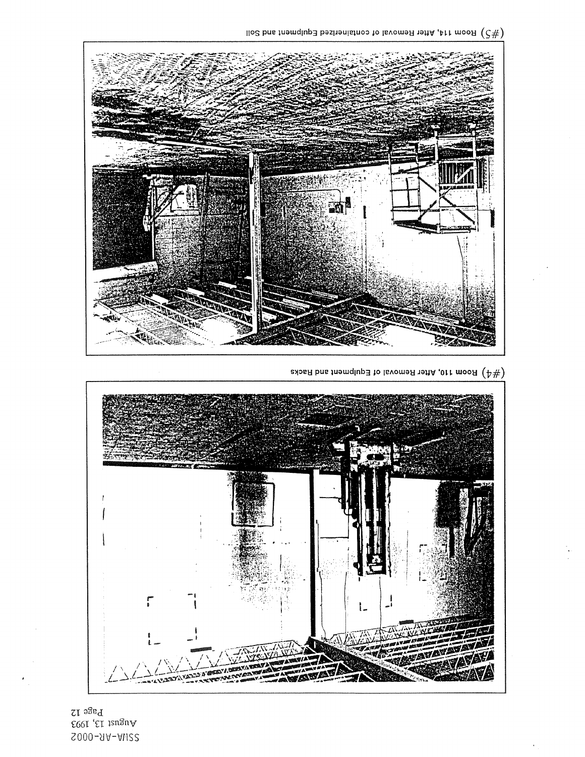(#4) Room 110, After Removal of Equipment and Racks

(#5) Room 114, After Removal of containerized Equipment and Soil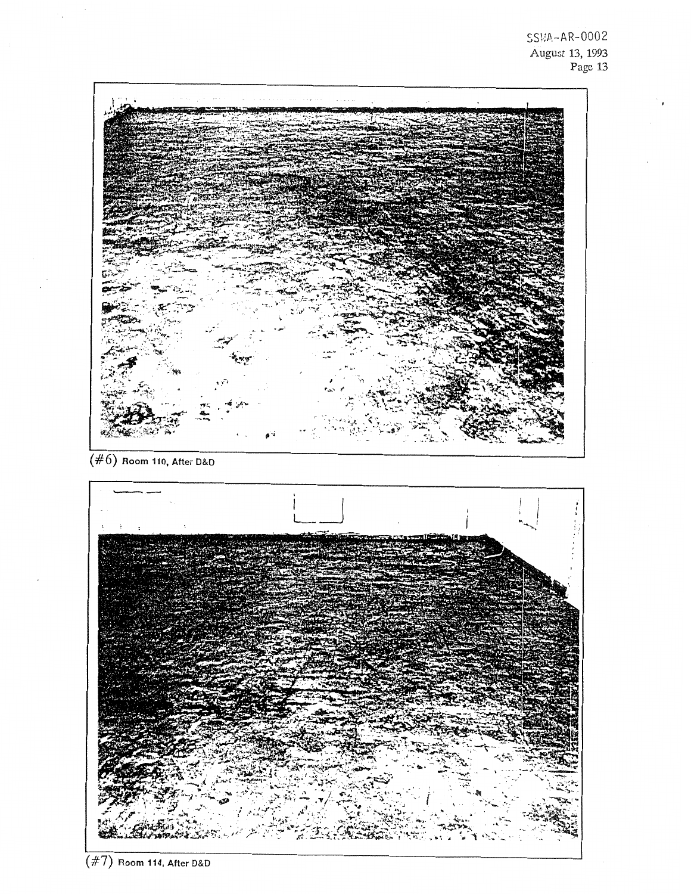(#6) Room 110, After D&D

(#7) Room 114, After D&D